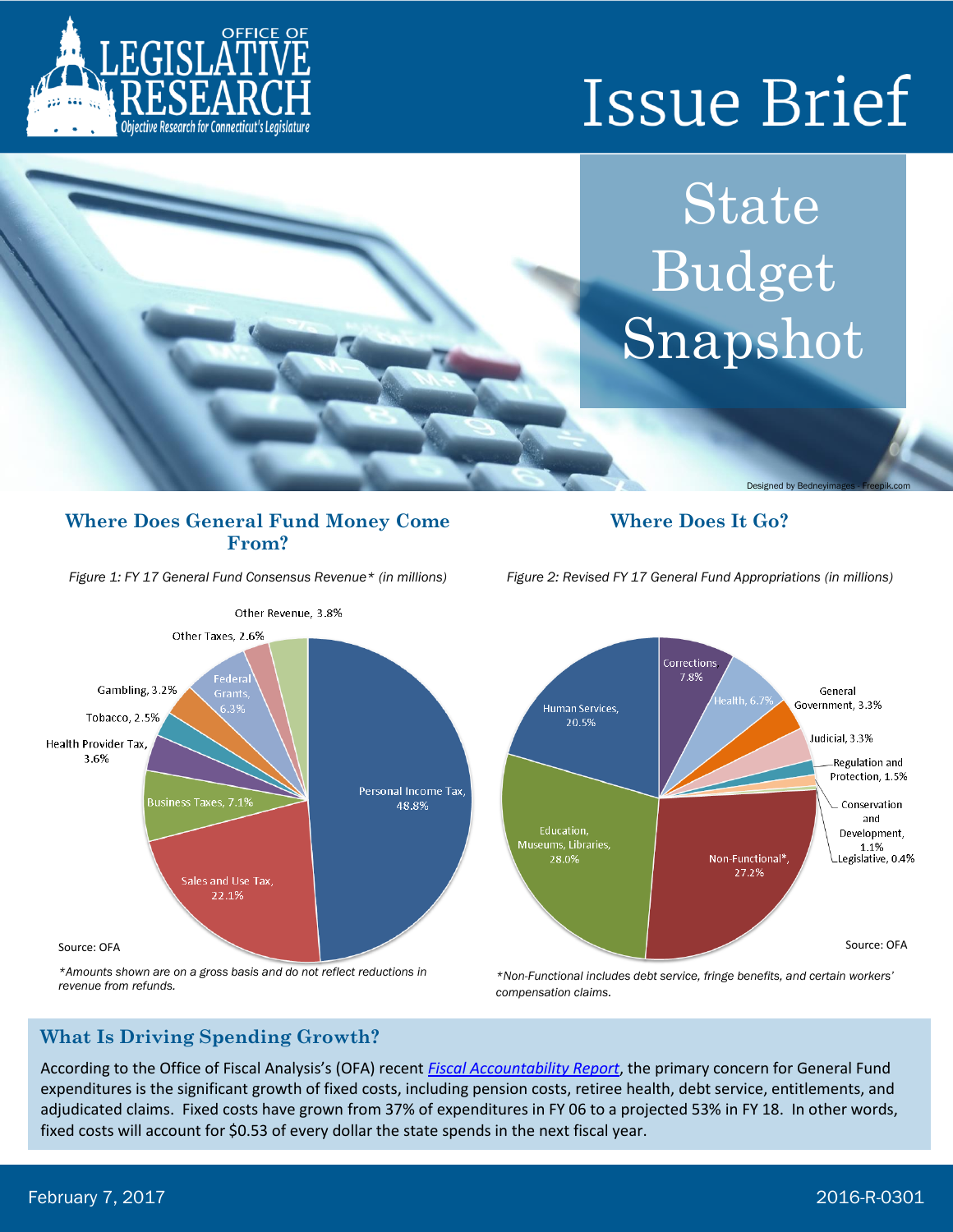# Issue Brief

## State Budget Snapshot

## Where Does General Fund Money Come From?

*Figure 1: FY 17 General Fund Consensus Revenue\* (in millions)*

| Source | Share |
| --- | --- |
| Personal Income Tax | 48.8% |
| Sales and Use Tax | 22.1% |
| Business Taxes | 7.1% |
| Federal Grants | 6.3% |
| Other Revenue | 3.8% |
| Health Provider Tax | 3.6% |
| Gambling | 3.2% |
| Other Taxes | 2.6% |
| Tobacco | 2.5% |

Source: OFA

*\*Amounts shown are on a gross basis and do not reflect reductions in revenue from refunds.*

## Where Does It Go?

*Figure 2: Revised FY 17 General Fund Appropriations (in millions)*

| Category | Share |
| --- | --- |
| Education, Museums, Libraries | 28.0% |
| Non-Functional* | 27.2% |
| Human Services | 20.5% |
| Corrections | 7.8% |
| Health | 6.7% |
| General Government | 3.3% |
| Judicial | 3.3% |
| Regulation and Protection | 1.5% |
| Conservation and Development | 1.1% |
| Legislative | 0.4% |

Source: OFA

*\*Non-Functional includes debt service, fringe benefits, and certain workers' compensation claims.*

## What Is Driving Spending Growth?

According to the Office of Fiscal Analysis's (OFA) recent *Fiscal Accountability Report*, the primary concern for General Fund expenditures is the significant growth of fixed costs, including pension costs, retiree health, debt service, entitlements, and adjudicated claims. Fixed costs have grown from 37% of expenditures in FY 06 to a projected 53% in FY 18. In other words, fixed costs will account for $0.53 of every dollar the state spends in the next fiscal year.

February 7, 2017

2016-R-0301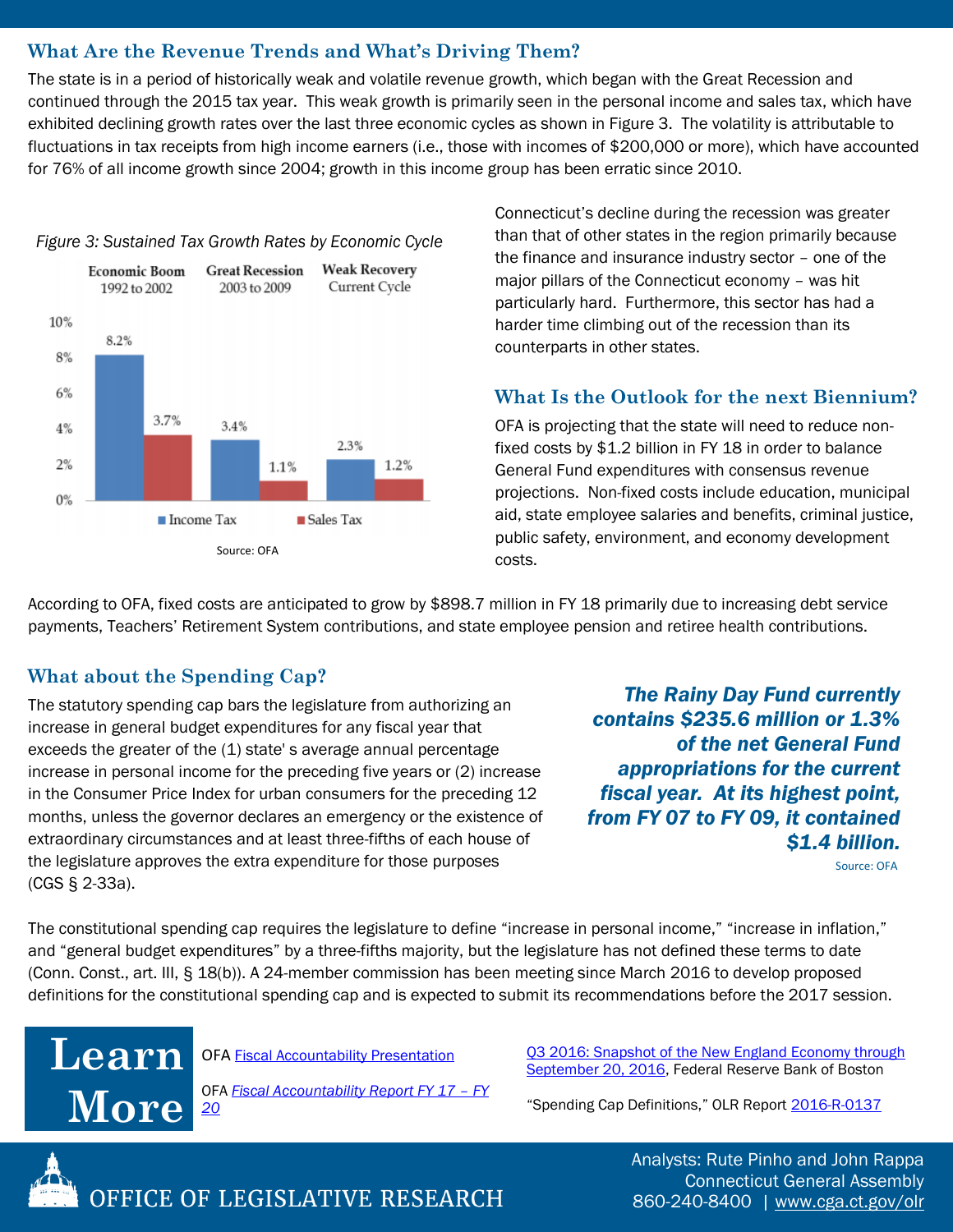## What Are the Revenue Trends and What's Driving Them?

The state is in a period of historically weak and volatile revenue growth, which began with the Great Recession and continued through the 2015 tax year. This weak growth is primarily seen in the personal income and sales tax, which have exhibited declining growth rates over the last three economic cycles as shown in Figure 3. The volatility is attributable to fluctuations in tax receipts from high income earners (i.e., those with incomes of $200,000 or more), which have accounted for 76% of all income growth since 2004; growth in this income group has been erratic since 2010.

*Figure 3: Sustained Tax Growth Rates by Economic Cycle*

Economic Boom 1992 to 2002
Great Recession 2003 to 2009
Weak Recovery Current Cycle

10%
8%
6%
4%
2%
0%

8.2%
3.7%
3.4%
1.1%
2.3%
1.2%

Income Tax
Sales Tax

Source: OFA

Connecticut's decline during the recession was greater than that of other states in the region primarily because the finance and insurance industry sector – one of the major pillars of the Connecticut economy – was hit particularly hard. Furthermore, this sector has had a harder time climbing out of the recession than its counterparts in other states.

## What Is the Outlook for the next Biennium?

OFA is projecting that the state will need to reduce non-fixed costs by $1.2 billion in FY 18 in order to balance General Fund expenditures with consensus revenue projections. Non-fixed costs include education, municipal aid, state employee salaries and benefits, criminal justice, public safety, environment, and economy development costs.

According to OFA, fixed costs are anticipated to grow by $898.7 million in FY 18 primarily due to increasing debt service payments, Teachers' Retirement System contributions, and state employee pension and retiree health contributions.

## What about the Spending Cap?

The statutory spending cap bars the legislature from authorizing an increase in general budget expenditures for any fiscal year that exceeds the greater of the (1) state' s average annual percentage increase in personal income for the preceding five years or (2) increase in the Consumer Price Index for urban consumers for the preceding 12 months, unless the governor declares an emergency or the existence of extraordinary circumstances and at least three-fifths of each house of the legislature approves the extra expenditure for those purposes (CGS § 2-33a).

***The Rainy Day Fund currently contains $235.6 million or 1.3% of the net General Fund appropriations for the current fiscal year. At its highest point, from FY 07 to FY 09, it contained $1.4 billion.***

Source: OFA

The constitutional spending cap requires the legislature to define "increase in personal income," "increase in inflation," and "general budget expenditures" by a three-fifths majority, but the legislature has not defined these terms to date (Conn. Const., art. III, § 18(b)). A 24-member commission has been meeting since March 2016 to develop proposed definitions for the constitutional spending cap and is expected to submit its recommendations before the 2017 session.

## Learn More

OFA Fiscal Accountability Presentation

OFA *Fiscal Accountability Report FY 17 – FY 20*

Q3 2016: Snapshot of the New England Economy through September 20, 2016, Federal Reserve Bank of Boston

"Spending Cap Definitions," OLR Report 2016-R-0137

OFFICE OF LEGISLATIVE RESEARCH

Analysts: Rute Pinho and John Rappa
Connecticut General Assembly
860-240-8400 | www.cga.ct.gov/olr